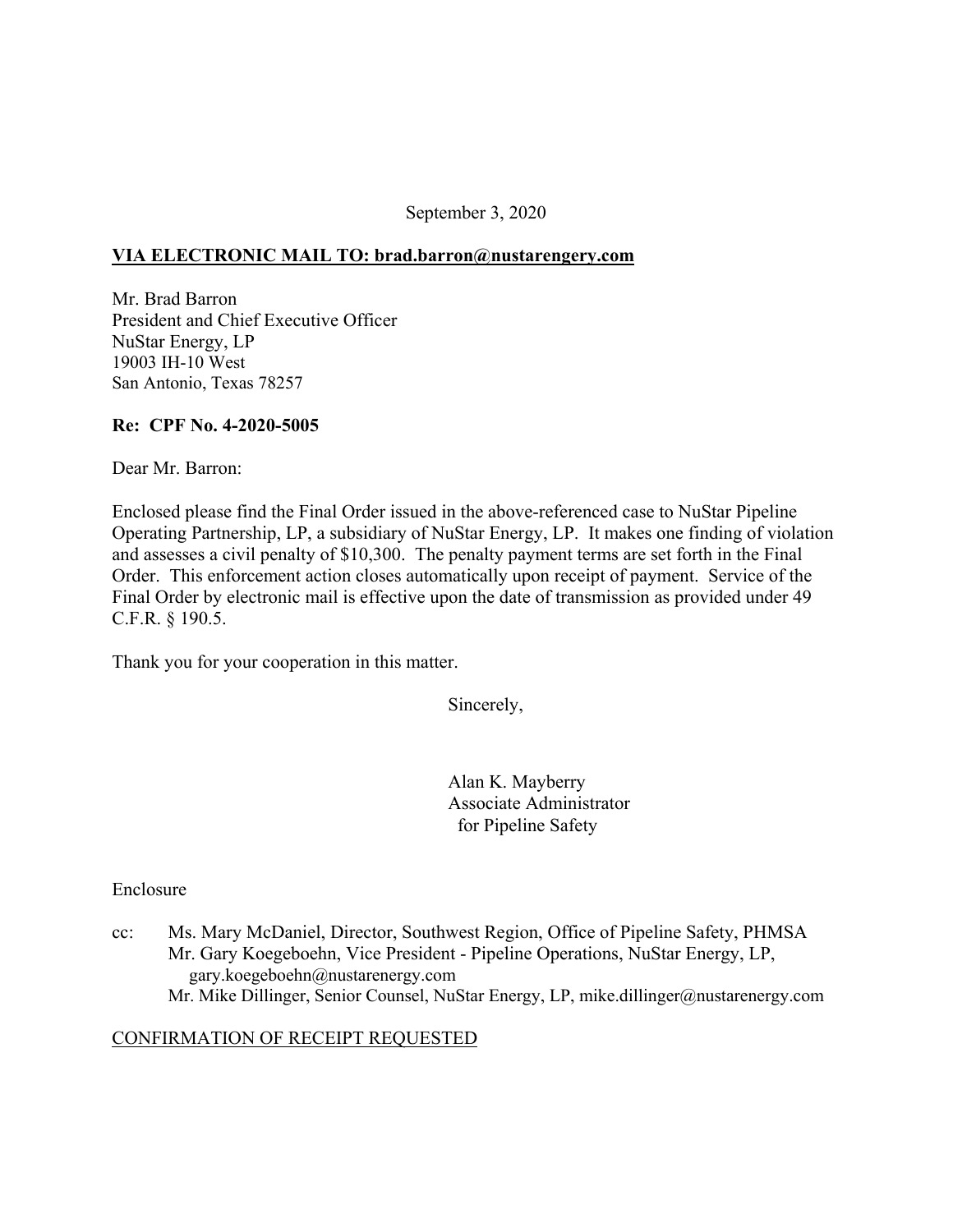September 3, 2020

**VIA ELECTRONIC MAIL TO: brad.barron@nustarengery.com**

Mr. Brad Barron
President and Chief Executive Officer
NuStar Energy, LP
19003 IH-10 West
San Antonio, Texas 78257

**Re: CPF No. 4-2020-5005**

Dear Mr. Barron:

Enclosed please find the Final Order issued in the above-referenced case to NuStar Pipeline Operating Partnership, LP, a subsidiary of NuStar Energy, LP. It makes one finding of violation and assesses a civil penalty of $10,300. The penalty payment terms are set forth in the Final Order. This enforcement action closes automatically upon receipt of payment. Service of the Final Order by electronic mail is effective upon the date of transmission as provided under 49 C.F.R. § 190.5.

Thank you for your cooperation in this matter.

Sincerely,

Alan K. Mayberry
Associate Administrator
for Pipeline Safety

Enclosure

cc: Ms. Mary McDaniel, Director, Southwest Region, Office of Pipeline Safety, PHMSA
Mr. Gary Koegeboehn, Vice President - Pipeline Operations, NuStar Energy, LP, gary.koegeboehn@nustarenergy.com
Mr. Mike Dillinger, Senior Counsel, NuStar Energy, LP, mike.dillinger@nustarenergy.com

CONFIRMATION OF RECEIPT REQUESTED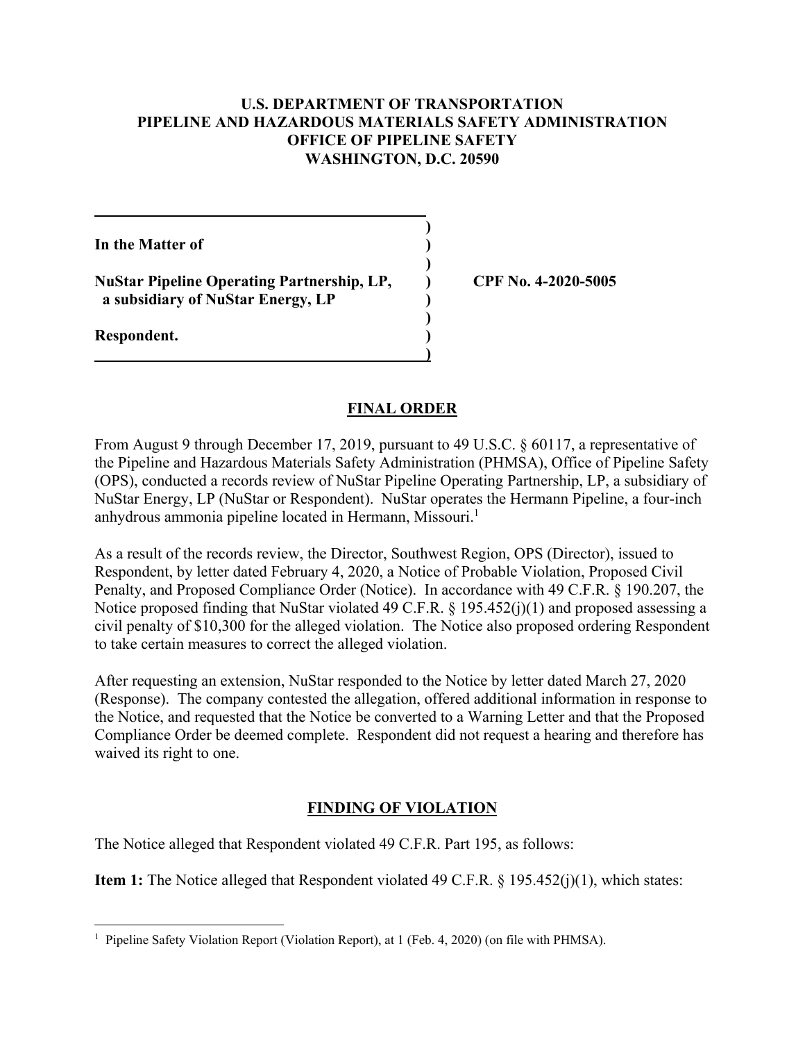**U.S. DEPARTMENT OF TRANSPORTATION**
**PIPELINE AND HAZARDOUS MATERIALS SAFETY ADMINISTRATION**
**OFFICE OF PIPELINE SAFETY**
**WASHINGTON, D.C. 20590**

| | |
|---|---|
| **In the Matter of** | |
| **NuStar Pipeline Operating Partnership, LP, a subsidiary of NuStar Energy, LP** | **CPF No. 4-2020-5005** |
| **Respondent.** | |

## FINAL ORDER

From August 9 through December 17, 2019, pursuant to 49 U.S.C. § 60117, a representative of the Pipeline and Hazardous Materials Safety Administration (PHMSA), Office of Pipeline Safety (OPS), conducted a records review of NuStar Pipeline Operating Partnership, LP, a subsidiary of NuStar Energy, LP (NuStar or Respondent). NuStar operates the Hermann Pipeline, a four-inch anhydrous ammonia pipeline located in Hermann, Missouri.[1]

As a result of the records review, the Director, Southwest Region, OPS (Director), issued to Respondent, by letter dated February 4, 2020, a Notice of Probable Violation, Proposed Civil Penalty, and Proposed Compliance Order (Notice). In accordance with 49 C.F.R. § 190.207, the Notice proposed finding that NuStar violated 49 C.F.R. § 195.452(j)(1) and proposed assessing a civil penalty of $10,300 for the alleged violation. The Notice also proposed ordering Respondent to take certain measures to correct the alleged violation.

After requesting an extension, NuStar responded to the Notice by letter dated March 27, 2020 (Response). The company contested the allegation, offered additional information in response to the Notice, and requested that the Notice be converted to a Warning Letter and that the Proposed Compliance Order be deemed complete. Respondent did not request a hearing and therefore has waived its right to one.

## FINDING OF VIOLATION

The Notice alleged that Respondent violated 49 C.F.R. Part 195, as follows:

**Item 1:** The Notice alleged that Respondent violated 49 C.F.R. § 195.452(j)(1), which states:

---

[1] Pipeline Safety Violation Report (Violation Report), at 1 (Feb. 4, 2020) (on file with PHMSA).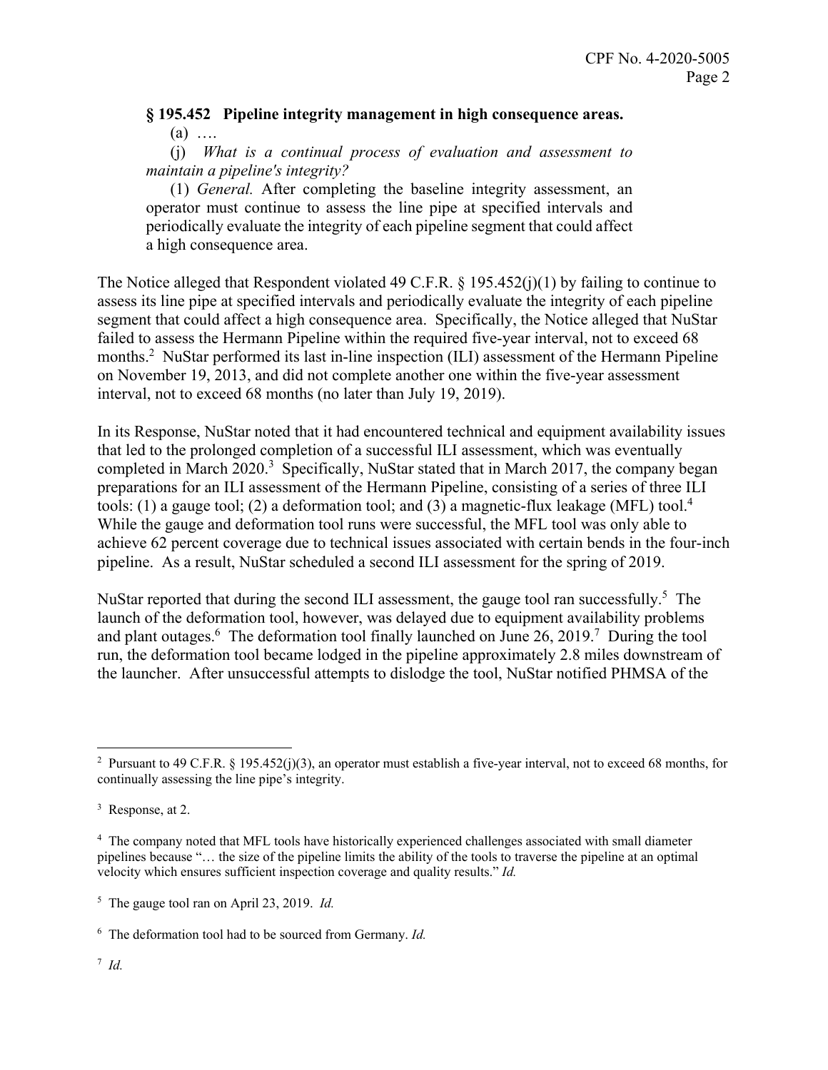**§ 195.452 Pipeline integrity management in high consequence areas.**

(a) ….

(j) *What is a continual process of evaluation and assessment to maintain a pipeline's integrity?*

(1) *General.* After completing the baseline integrity assessment, an operator must continue to assess the line pipe at specified intervals and periodically evaluate the integrity of each pipeline segment that could affect a high consequence area.

The Notice alleged that Respondent violated 49 C.F.R. § 195.452(j)(1) by failing to continue to assess its line pipe at specified intervals and periodically evaluate the integrity of each pipeline segment that could affect a high consequence area. Specifically, the Notice alleged that NuStar failed to assess the Hermann Pipeline within the required five-year interval, not to exceed 68 months.[2] NuStar performed its last in-line inspection (ILI) assessment of the Hermann Pipeline on November 19, 2013, and did not complete another one within the five-year assessment interval, not to exceed 68 months (no later than July 19, 2019).

In its Response, NuStar noted that it had encountered technical and equipment availability issues that led to the prolonged completion of a successful ILI assessment, which was eventually completed in March 2020.[3] Specifically, NuStar stated that in March 2017, the company began preparations for an ILI assessment of the Hermann Pipeline, consisting of a series of three ILI tools: (1) a gauge tool; (2) a deformation tool; and (3) a magnetic-flux leakage (MFL) tool.[4] While the gauge and deformation tool runs were successful, the MFL tool was only able to achieve 62 percent coverage due to technical issues associated with certain bends in the four-inch pipeline. As a result, NuStar scheduled a second ILI assessment for the spring of 2019.

NuStar reported that during the second ILI assessment, the gauge tool ran successfully.[5] The launch of the deformation tool, however, was delayed due to equipment availability problems and plant outages.[6] The deformation tool finally launched on June 26, 2019.[7] During the tool run, the deformation tool became lodged in the pipeline approximately 2.8 miles downstream of the launcher. After unsuccessful attempts to dislodge the tool, NuStar notified PHMSA of the

---

[2] Pursuant to 49 C.F.R. § 195.452(j)(3), an operator must establish a five-year interval, not to exceed 68 months, for continually assessing the line pipe's integrity.

[3] Response, at 2.

[4] The company noted that MFL tools have historically experienced challenges associated with small diameter pipelines because "… the size of the pipeline limits the ability of the tools to traverse the pipeline at an optimal velocity which ensures sufficient inspection coverage and quality results." *Id.*

[5] The gauge tool ran on April 23, 2019. *Id.*

[6] The deformation tool had to be sourced from Germany. *Id.*

[7] *Id.*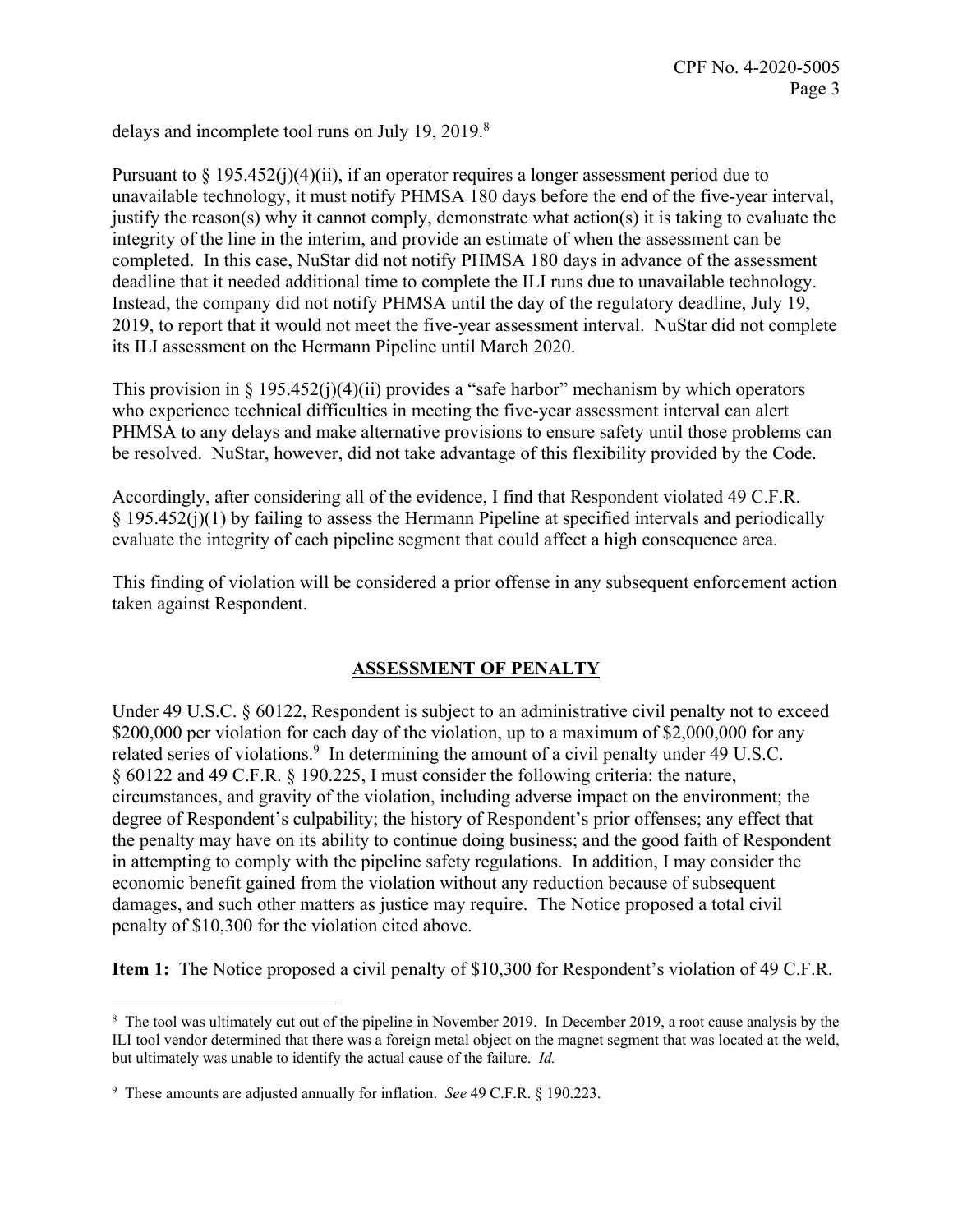delays and incomplete tool runs on July 19, 2019.[8]

Pursuant to § 195.452(j)(4)(ii), if an operator requires a longer assessment period due to unavailable technology, it must notify PHMSA 180 days before the end of the five-year interval, justify the reason(s) why it cannot comply, demonstrate what action(s) it is taking to evaluate the integrity of the line in the interim, and provide an estimate of when the assessment can be completed. In this case, NuStar did not notify PHMSA 180 days in advance of the assessment deadline that it needed additional time to complete the ILI runs due to unavailable technology. Instead, the company did not notify PHMSA until the day of the regulatory deadline, July 19, 2019, to report that it would not meet the five-year assessment interval. NuStar did not complete its ILI assessment on the Hermann Pipeline until March 2020.

This provision in § 195.452(j)(4)(ii) provides a "safe harbor" mechanism by which operators who experience technical difficulties in meeting the five-year assessment interval can alert PHMSA to any delays and make alternative provisions to ensure safety until those problems can be resolved. NuStar, however, did not take advantage of this flexibility provided by the Code.

Accordingly, after considering all of the evidence, I find that Respondent violated 49 C.F.R. § 195.452(j)(1) by failing to assess the Hermann Pipeline at specified intervals and periodically evaluate the integrity of each pipeline segment that could affect a high consequence area.

This finding of violation will be considered a prior offense in any subsequent enforcement action taken against Respondent.

## ASSESSMENT OF PENALTY

Under 49 U.S.C. § 60122, Respondent is subject to an administrative civil penalty not to exceed $200,000 per violation for each day of the violation, up to a maximum of $2,000,000 for any related series of violations.[9] In determining the amount of a civil penalty under 49 U.S.C. § 60122 and 49 C.F.R. § 190.225, I must consider the following criteria: the nature, circumstances, and gravity of the violation, including adverse impact on the environment; the degree of Respondent's culpability; the history of Respondent's prior offenses; any effect that the penalty may have on its ability to continue doing business; and the good faith of Respondent in attempting to comply with the pipeline safety regulations. In addition, I may consider the economic benefit gained from the violation without any reduction because of subsequent damages, and such other matters as justice may require. The Notice proposed a total civil penalty of $10,300 for the violation cited above.

**Item 1:** The Notice proposed a civil penalty of $10,300 for Respondent's violation of 49 C.F.R.

---

[8] The tool was ultimately cut out of the pipeline in November 2019. In December 2019, a root cause analysis by the ILI tool vendor determined that there was a foreign metal object on the magnet segment that was located at the weld, but ultimately was unable to identify the actual cause of the failure. *Id.*

[9] These amounts are adjusted annually for inflation. *See* 49 C.F.R. § 190.223.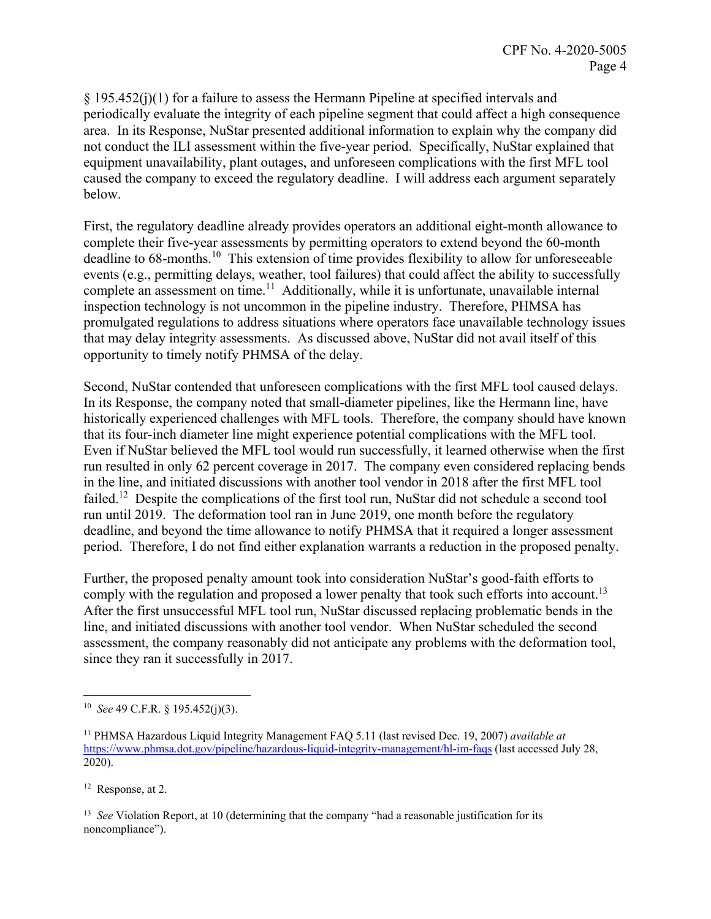§ 195.452(j)(1) for a failure to assess the Hermann Pipeline at specified intervals and periodically evaluate the integrity of each pipeline segment that could affect a high consequence area. In its Response, NuStar presented additional information to explain why the company did not conduct the ILI assessment within the five-year period. Specifically, NuStar explained that equipment unavailability, plant outages, and unforeseen complications with the first MFL tool caused the company to exceed the regulatory deadline. I will address each argument separately below.

First, the regulatory deadline already provides operators an additional eight-month allowance to complete their five-year assessments by permitting operators to extend beyond the 60-month deadline to 68-months.[10] This extension of time provides flexibility to allow for unforeseeable events (e.g., permitting delays, weather, tool failures) that could affect the ability to successfully complete an assessment on time.[11] Additionally, while it is unfortunate, unavailable internal inspection technology is not uncommon in the pipeline industry. Therefore, PHMSA has promulgated regulations to address situations where operators face unavailable technology issues that may delay integrity assessments. As discussed above, NuStar did not avail itself of this opportunity to timely notify PHMSA of the delay.

Second, NuStar contended that unforeseen complications with the first MFL tool caused delays. In its Response, the company noted that small-diameter pipelines, like the Hermann line, have historically experienced challenges with MFL tools. Therefore, the company should have known that its four-inch diameter line might experience potential complications with the MFL tool. Even if NuStar believed the MFL tool would run successfully, it learned otherwise when the first run resulted in only 62 percent coverage in 2017. The company even considered replacing bends in the line, and initiated discussions with another tool vendor in 2018 after the first MFL tool failed.[12] Despite the complications of the first tool run, NuStar did not schedule a second tool run until 2019. The deformation tool ran in June 2019, one month before the regulatory deadline, and beyond the time allowance to notify PHMSA that it required a longer assessment period. Therefore, I do not find either explanation warrants a reduction in the proposed penalty.

Further, the proposed penalty amount took into consideration NuStar's good-faith efforts to comply with the regulation and proposed a lower penalty that took such efforts into account.[13] After the first unsuccessful MFL tool run, NuStar discussed replacing problematic bends in the line, and initiated discussions with another tool vendor. When NuStar scheduled the second assessment, the company reasonably did not anticipate any problems with the deformation tool, since they ran it successfully in 2017.

---

[10] *See* 49 C.F.R. § 195.452(j)(3).

[11] PHMSA Hazardous Liquid Integrity Management FAQ 5.11 (last revised Dec. 19, 2007) *available at* https://www.phmsa.dot.gov/pipeline/hazardous-liquid-integrity-management/hl-im-faqs (last accessed July 28, 2020).

[12] Response, at 2.

[13] *See* Violation Report, at 10 (determining that the company "had a reasonable justification for its noncompliance").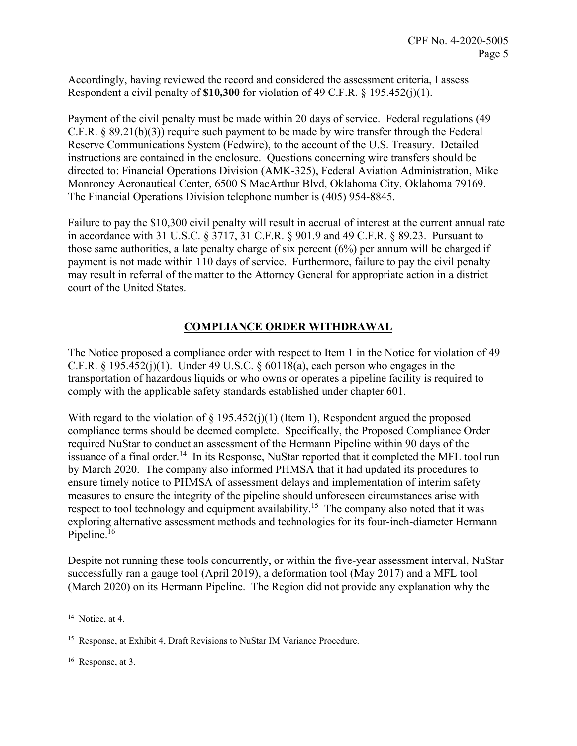Accordingly, having reviewed the record and considered the assessment criteria, I assess Respondent a civil penalty of **$10,300** for violation of 49 C.F.R. § 195.452(j)(1).

Payment of the civil penalty must be made within 20 days of service. Federal regulations (49 C.F.R. § 89.21(b)(3)) require such payment to be made by wire transfer through the Federal Reserve Communications System (Fedwire), to the account of the U.S. Treasury. Detailed instructions are contained in the enclosure. Questions concerning wire transfers should be directed to: Financial Operations Division (AMK-325), Federal Aviation Administration, Mike Monroney Aeronautical Center, 6500 S MacArthur Blvd, Oklahoma City, Oklahoma 79169. The Financial Operations Division telephone number is (405) 954-8845.

Failure to pay the $10,300 civil penalty will result in accrual of interest at the current annual rate in accordance with 31 U.S.C. § 3717, 31 C.F.R. § 901.9 and 49 C.F.R. § 89.23. Pursuant to those same authorities, a late penalty charge of six percent (6%) per annum will be charged if payment is not made within 110 days of service. Furthermore, failure to pay the civil penalty may result in referral of the matter to the Attorney General for appropriate action in a district court of the United States.

## COMPLIANCE ORDER WITHDRAWAL

The Notice proposed a compliance order with respect to Item 1 in the Notice for violation of 49 C.F.R. § 195.452(j)(1). Under 49 U.S.C. § 60118(a), each person who engages in the transportation of hazardous liquids or who owns or operates a pipeline facility is required to comply with the applicable safety standards established under chapter 601.

With regard to the violation of § 195.452(j)(1) (Item 1), Respondent argued the proposed compliance terms should be deemed complete. Specifically, the Proposed Compliance Order required NuStar to conduct an assessment of the Hermann Pipeline within 90 days of the issuance of a final order.[14] In its Response, NuStar reported that it completed the MFL tool run by March 2020. The company also informed PHMSA that it had updated its procedures to ensure timely notice to PHMSA of assessment delays and implementation of interim safety measures to ensure the integrity of the pipeline should unforeseen circumstances arise with respect to tool technology and equipment availability.[15] The company also noted that it was exploring alternative assessment methods and technologies for its four-inch-diameter Hermann Pipeline.[16]

Despite not running these tools concurrently, or within the five-year assessment interval, NuStar successfully ran a gauge tool (April 2019), a deformation tool (May 2017) and a MFL tool (March 2020) on its Hermann Pipeline. The Region did not provide any explanation why the

---

[14] Notice, at 4.

[15] Response, at Exhibit 4, Draft Revisions to NuStar IM Variance Procedure.

[16] Response, at 3.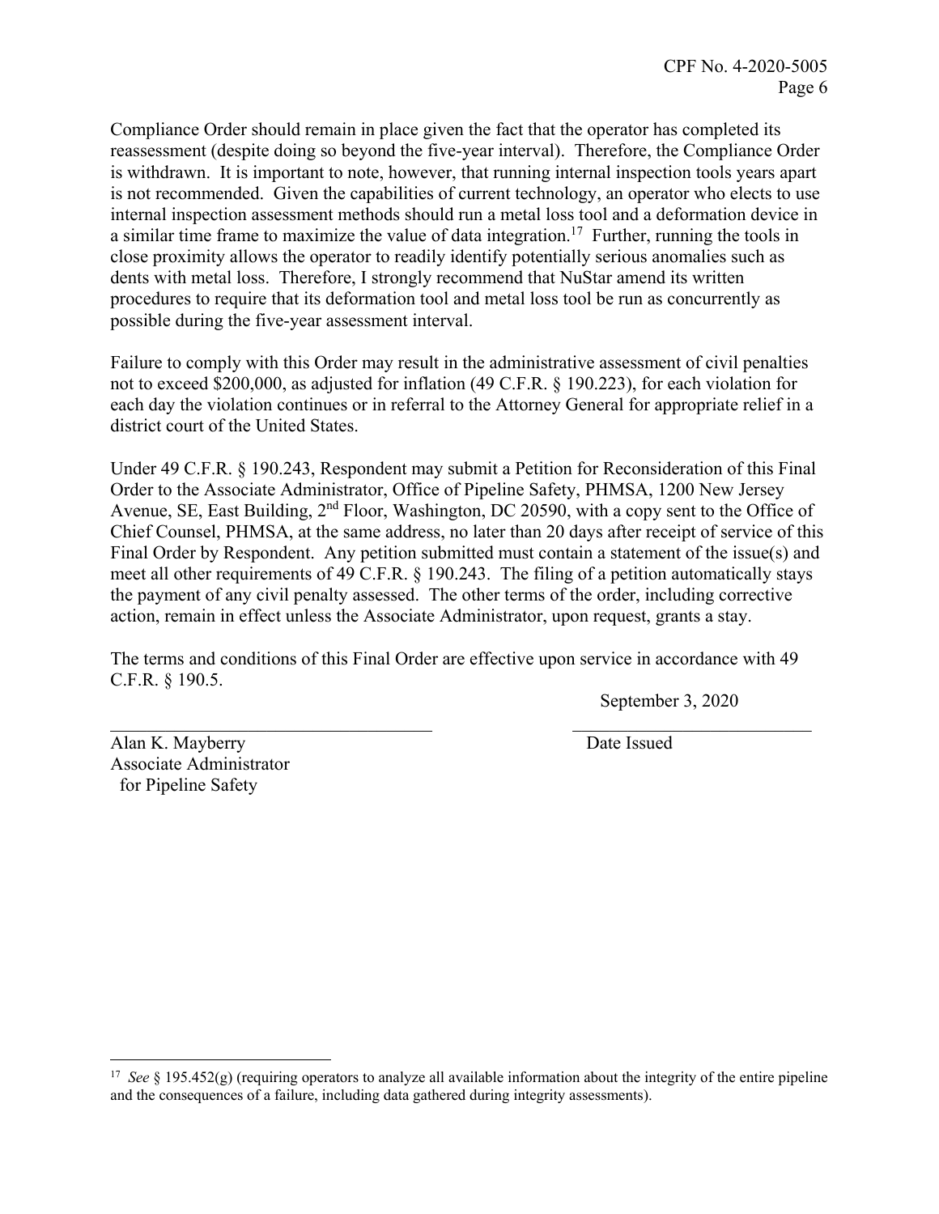Compliance Order should remain in place given the fact that the operator has completed its reassessment (despite doing so beyond the five-year interval). Therefore, the Compliance Order is withdrawn. It is important to note, however, that running internal inspection tools years apart is not recommended. Given the capabilities of current technology, an operator who elects to use internal inspection assessment methods should run a metal loss tool and a deformation device in a similar time frame to maximize the value of data integration.[17] Further, running the tools in close proximity allows the operator to readily identify potentially serious anomalies such as dents with metal loss. Therefore, I strongly recommend that NuStar amend its written procedures to require that its deformation tool and metal loss tool be run as concurrently as possible during the five-year assessment interval.

Failure to comply with this Order may result in the administrative assessment of civil penalties not to exceed $200,000, as adjusted for inflation (49 C.F.R. § 190.223), for each violation for each day the violation continues or in referral to the Attorney General for appropriate relief in a district court of the United States.

Under 49 C.F.R. § 190.243, Respondent may submit a Petition for Reconsideration of this Final Order to the Associate Administrator, Office of Pipeline Safety, PHMSA, 1200 New Jersey Avenue, SE, East Building, 2nd Floor, Washington, DC 20590, with a copy sent to the Office of Chief Counsel, PHMSA, at the same address, no later than 20 days after receipt of service of this Final Order by Respondent. Any petition submitted must contain a statement of the issue(s) and meet all other requirements of 49 C.F.R. § 190.243. The filing of a petition automatically stays the payment of any civil penalty assessed. The other terms of the order, including corrective action, remain in effect unless the Associate Administrator, upon request, grants a stay.

The terms and conditions of this Final Order are effective upon service in accordance with 49 C.F.R. § 190.5.

September 3, 2020

\_\_\_\_\_\_\_\_\_\_\_\_\_\_\_\_\_\_\_\_\_\_\_\_\_\_\_\_\_\_\_\_\_\_ \_\_\_\_\_\_\_\_\_\_\_\_\_\_\_\_\_\_\_\_\_\_\_\_\_\_

Alan K. Mayberry
Associate Administrator
for Pipeline Safety

Date Issued

---

[17] *See* § 195.452(g) (requiring operators to analyze all available information about the integrity of the entire pipeline and the consequences of a failure, including data gathered during integrity assessments).